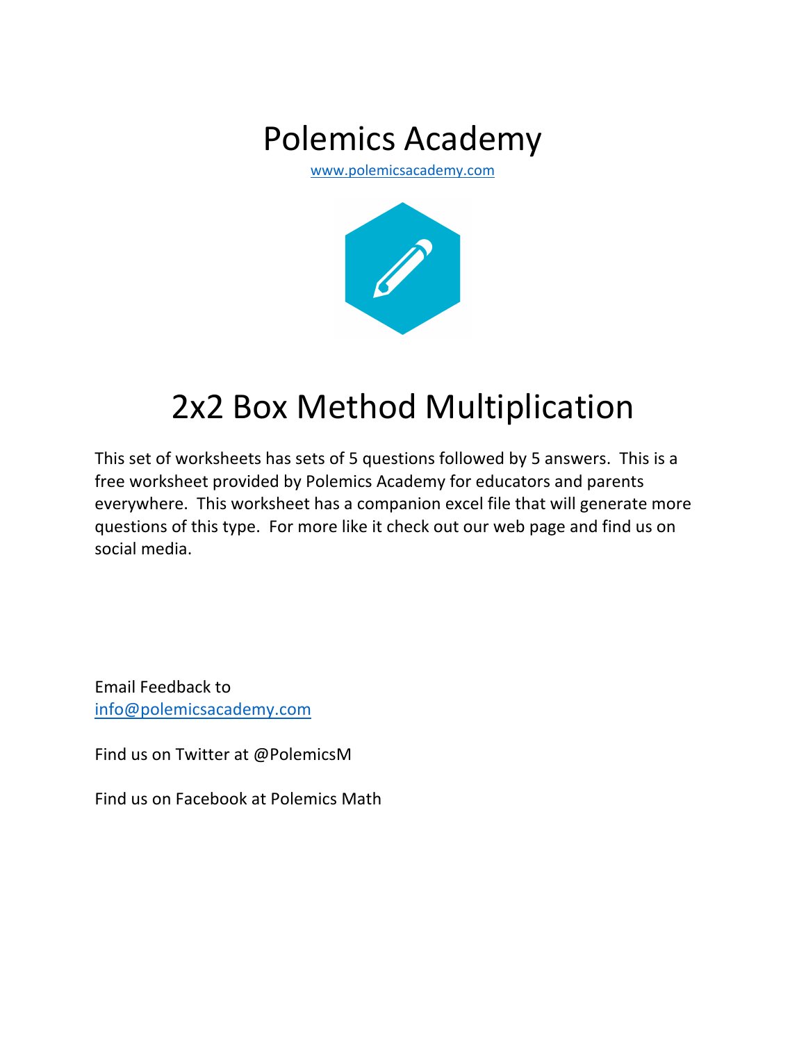# Polemics Academy

www.polemicsacademy.com

# 2x2 Box Method Multiplication

This set of worksheets has sets of 5 questions followed by 5 answers. This is a free worksheet provided by Polemics Academy for educators and parents everywhere. This worksheet has a companion excel file that will generate more questions of this type. For more like it check out our web page and find us on social media.

Email Feedback to
info@polemicsacademy.com

Find us on Twitter at @PolemicsM

Find us on Facebook at Polemics Math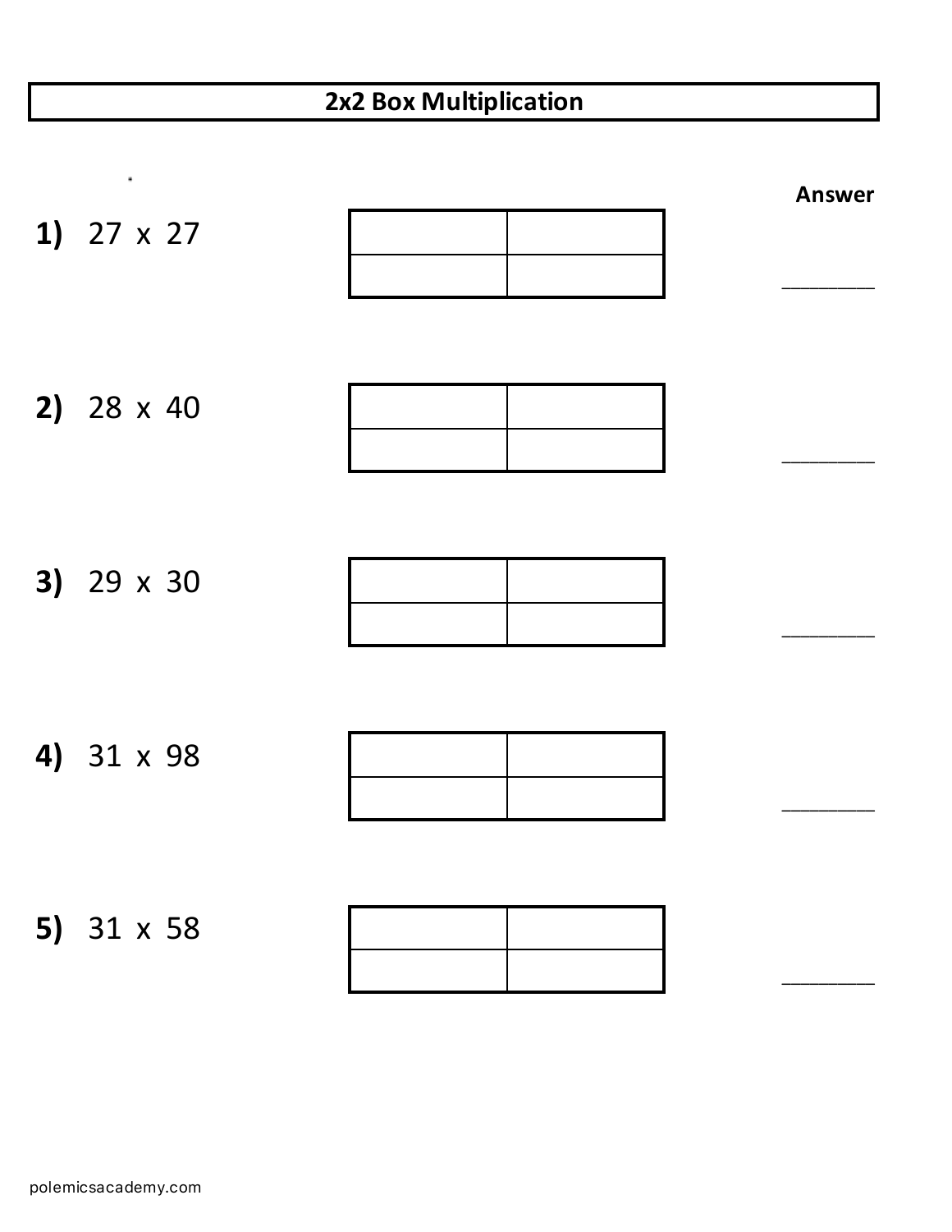# 2x2 Box Multiplication

**Answer**

**1)** 27 x 27

| | |
|---|---|
| | |
| | |

________

**2)** 28 x 40

| | |
|---|---|
| | |
| | |

________

**3)** 29 x 30

| | |
|---|---|
| | |
| | |

________

**4)** 31 x 98

| | |
|---|---|
| | |
| | |

________

**5)** 31 x 58

| | |
|---|---|
| | |
| | |

________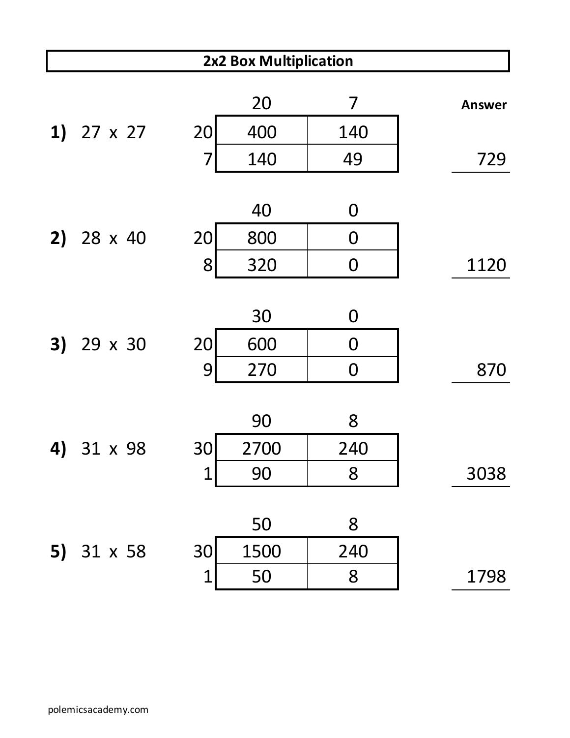## 2x2 Box Multiplication

**1)** 27 x 27

|  | 20 | 7 |
|---|---|---|
| 20 | 400 | 140 |
| 7 | 140 | 49 |

**Answer:** 729

**2)** 28 x 40

|  | 40 | 0 |
|---|---|---|
| 20 | 800 | 0 |
| 8 | 320 | 0 |

**Answer:** 1120

**3)** 29 x 30

|  | 30 | 0 |
|---|---|---|
| 20 | 600 | 0 |
| 9 | 270 | 0 |

**Answer:** 870

**4)** 31 x 98

|  | 90 | 8 |
|---|---|---|
| 30 | 2700 | 240 |
| 1 | 90 | 8 |

**Answer:** 3038

**5)** 31 x 58

|  | 50 | 8 |
|---|---|---|
| 30 | 1500 | 240 |
| 1 | 50 | 8 |

**Answer:** 1798

polemicsacademy.com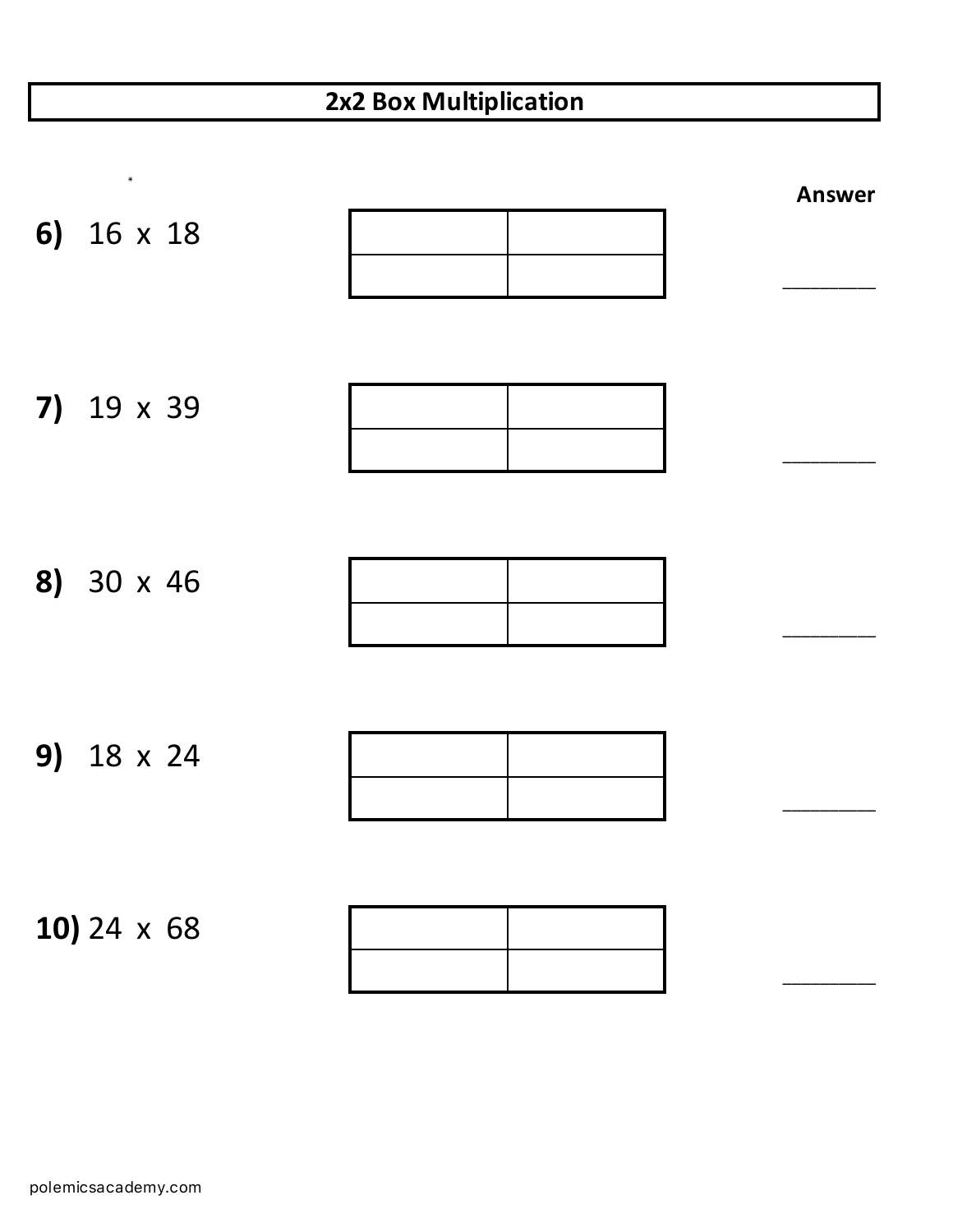# 2x2 Box Multiplication

**Answer**

**6)** 16 x 18

| | |
|---|---|
| | |
| | |

________

**7)** 19 x 39

| | |
|---|---|
| | |
| | |

________

**8)** 30 x 46

| | |
|---|---|
| | |
| | |

________

**9)** 18 x 24

| | |
|---|---|
| | |
| | |

________

**10)** 24 x 68

| | |
|---|---|
| | |
| | |

________

polemicsacademy.com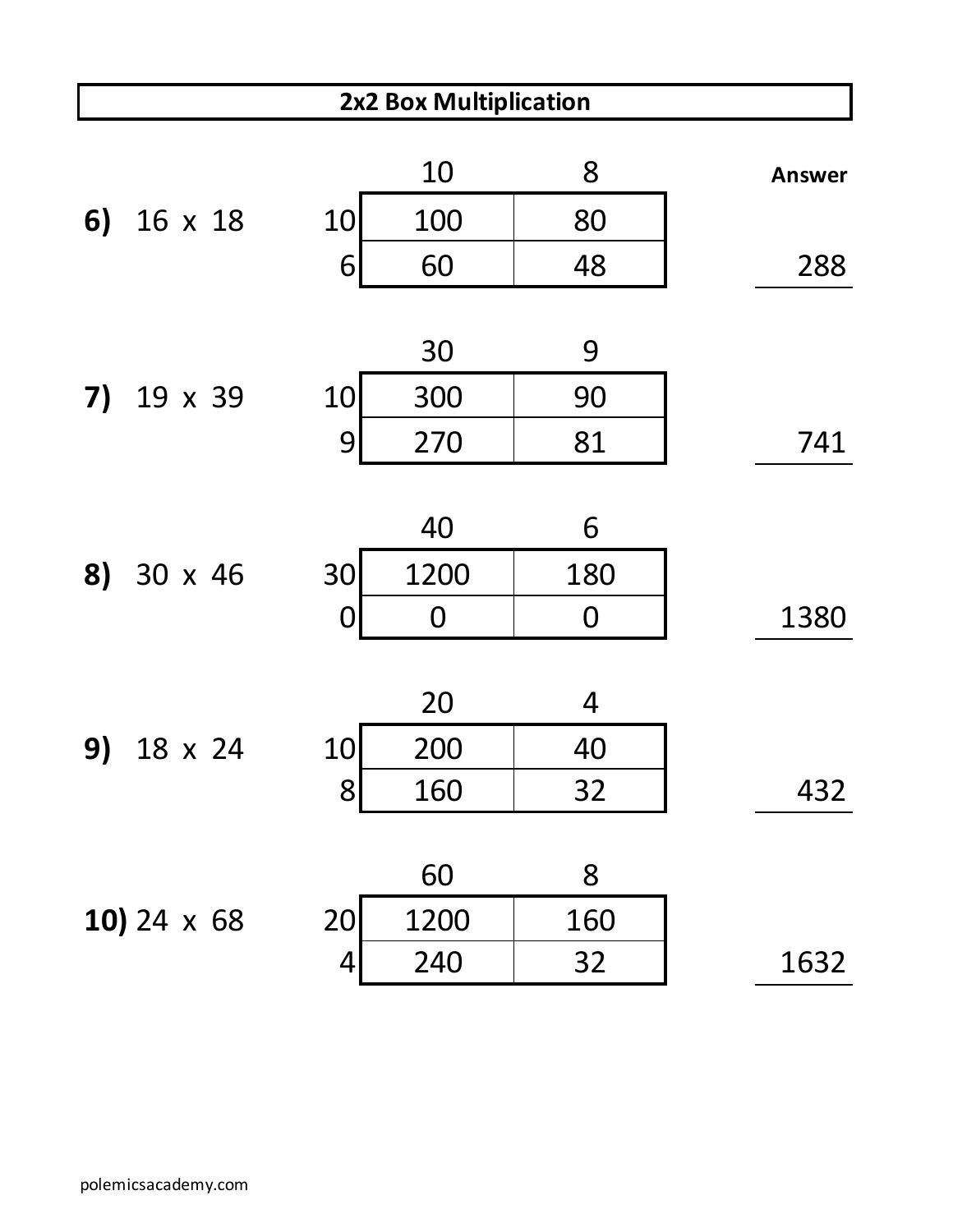## 2x2 Box Multiplication

**6)** 16 x 18

| | 10 | 8 |
|---|---|---|
| 10 | 100 | 80 |
| 6 | 60 | 48 |

Answer: 288

**7)** 19 x 39

| | 30 | 9 |
|---|---|---|
| 10 | 300 | 90 |
| 9 | 270 | 81 |

Answer: 741

**8)** 30 x 46

| | 40 | 6 |
|---|---|---|
| 30 | 1200 | 180 |
| 0 | 0 | 0 |

Answer: 1380

**9)** 18 x 24

| | 20 | 4 |
|---|---|---|
| 10 | 200 | 40 |
| 8 | 160 | 32 |

Answer: 432

**10)** 24 x 68

| | 60 | 8 |
|---|---|---|
| 20 | 1200 | 160 |
| 4 | 240 | 32 |

Answer: 1632

polemicsacademy.com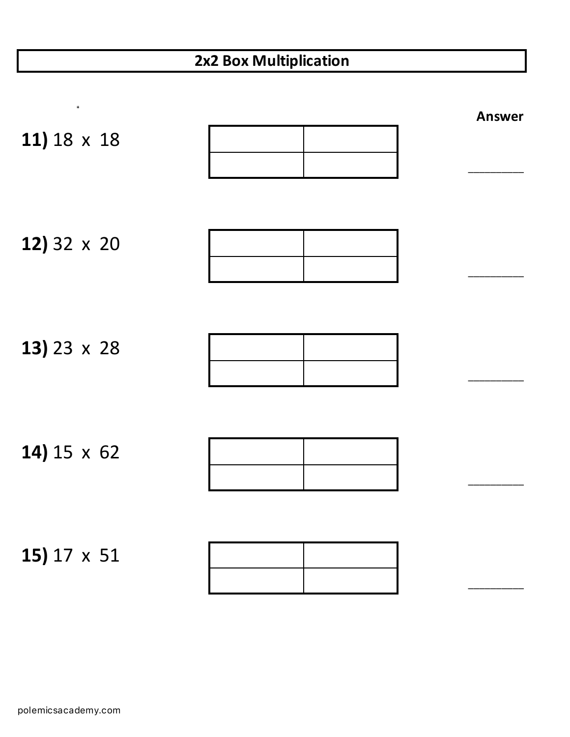# 2x2 Box Multiplication

**Answer**

**11)** 18 x 18

|   |   |
|---|---|
|   |   |

________

**12)** 32 x 20

|   |   |
|---|---|
|   |   |

________

**13)** 23 x 28

|   |   |
|---|---|
|   |   |

________

**14)** 15 x 62

|   |   |
|---|---|
|   |   |

________

**15)** 17 x 51

|   |   |
|---|---|
|   |   |

________

polemicsacademy.com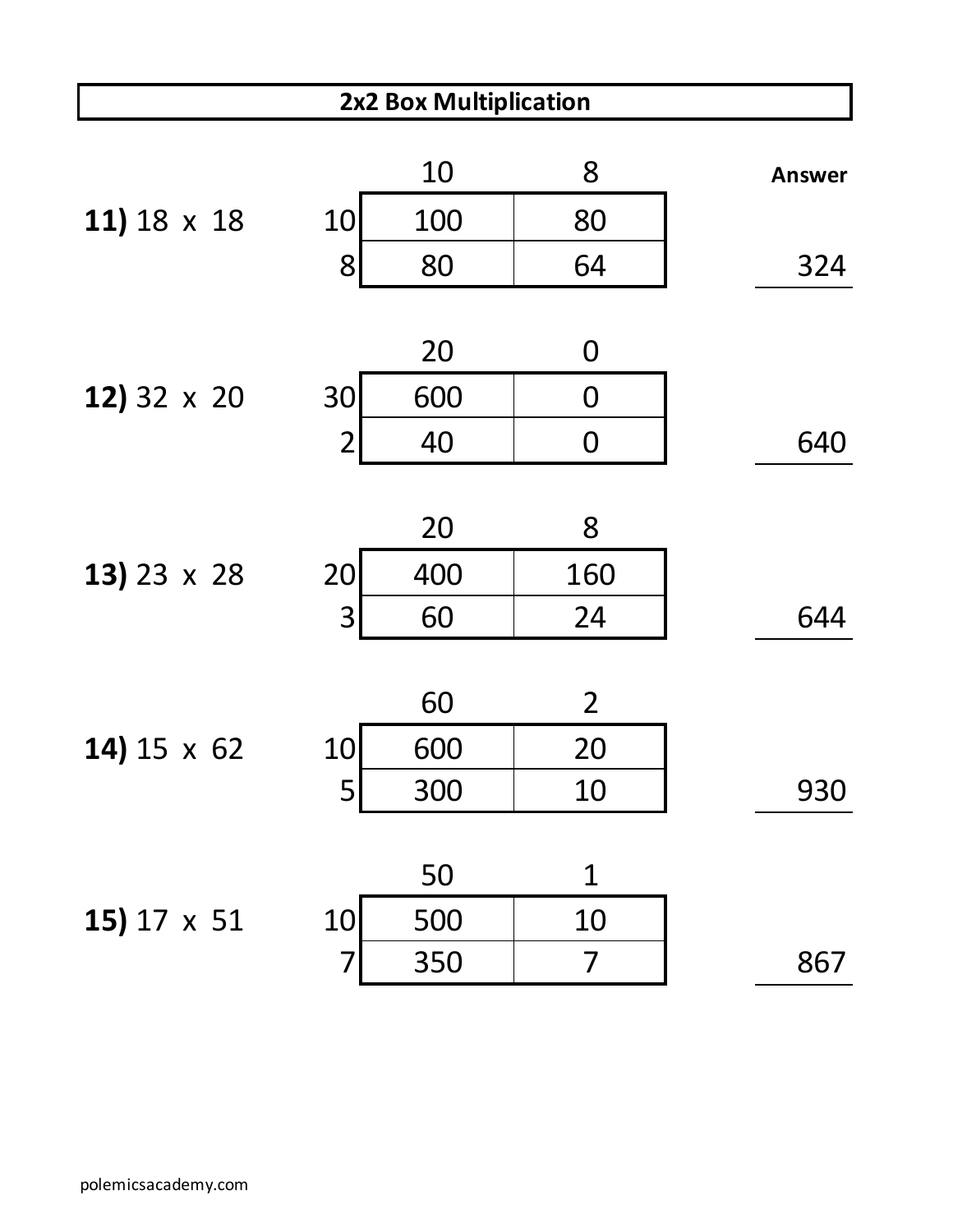# 2x2 Box Multiplication

**11)** 18 x 18

| | 10 | 8 |
|---|---|---|
| **10** | 100 | 80 |
| **8** | 80 | 64 |

Answer: 324

**12)** 32 x 20

| | 20 | 0 |
|---|---|---|
| **30** | 600 | 0 |
| **2** | 40 | 0 |

Answer: 640

**13)** 23 x 28

| | 20 | 8 |
|---|---|---|
| **20** | 400 | 160 |
| **3** | 60 | 24 |

Answer: 644

**14)** 15 x 62

| | 60 | 2 |
|---|---|---|
| **10** | 600 | 20 |
| **5** | 300 | 10 |

Answer: 930

**15)** 17 x 51

| | 50 | 1 |
|---|---|---|
| **10** | 500 | 10 |
| **7** | 350 | 7 |

Answer: 867

polemicsacademy.com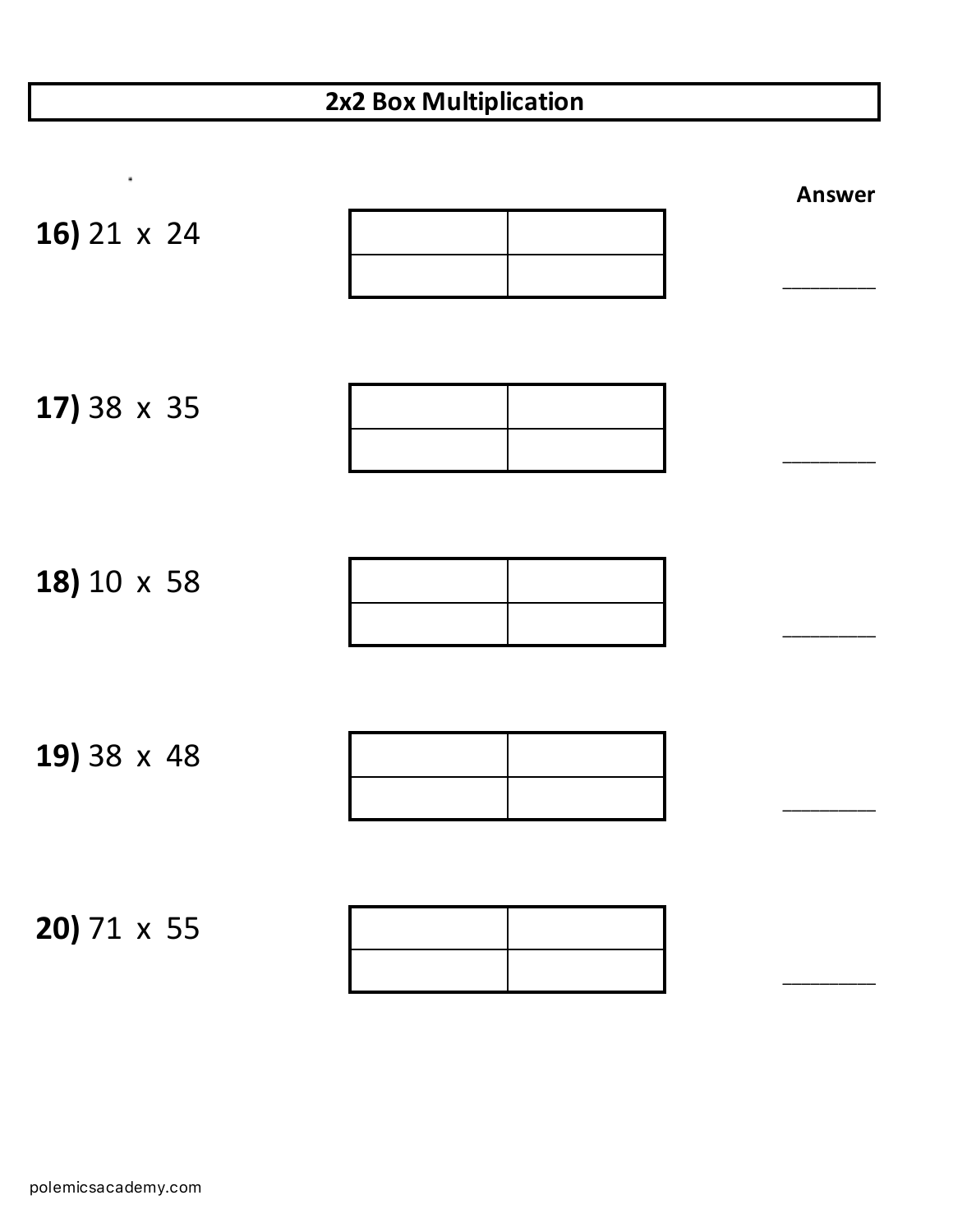# 2x2 Box Multiplication

**Answer**

**16)** 21 x 24

| | |
|---|---|
| | |
| | |

________

**17)** 38 x 35

| | |
|---|---|
| | |
| | |

________

**18)** 10 x 58

| | |
|---|---|
| | |
| | |

________

**19)** 38 x 48

| | |
|---|---|
| | |
| | |

________

**20)** 71 x 55

| | |
|---|---|
| | |
| | |

________

polemicsacademy.com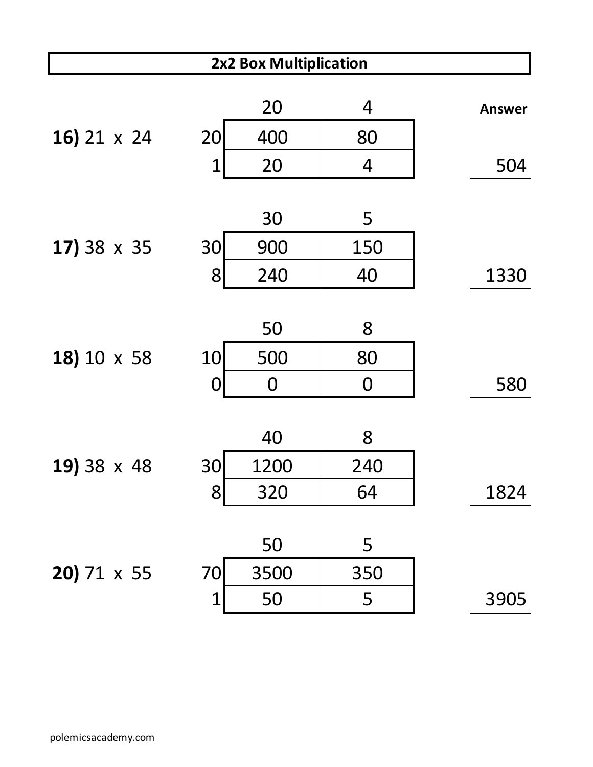# 2x2 Box Multiplication

**16)** 21 x 24

| | 20 | 4 |
|---|---|---|
| 20 | 400 | 80 |
| 1 | 20 | 4 |

Answer: 504

**17)** 38 x 35

| | 30 | 5 |
|---|---|---|
| 30 | 900 | 150 |
| 8 | 240 | 40 |

Answer: 1330

**18)** 10 x 58

| | 50 | 8 |
|---|---|---|
| 10 | 500 | 80 |
| 0 | 0 | 0 |

Answer: 580

**19)** 38 x 48

| | 40 | 8 |
|---|---|---|
| 30 | 1200 | 240 |
| 8 | 320 | 64 |

Answer: 1824

**20)** 71 x 55

| | 50 | 5 |
|---|---|---|
| 70 | 3500 | 350 |
| 1 | 50 | 5 |

Answer: 3905

polemicsacademy.com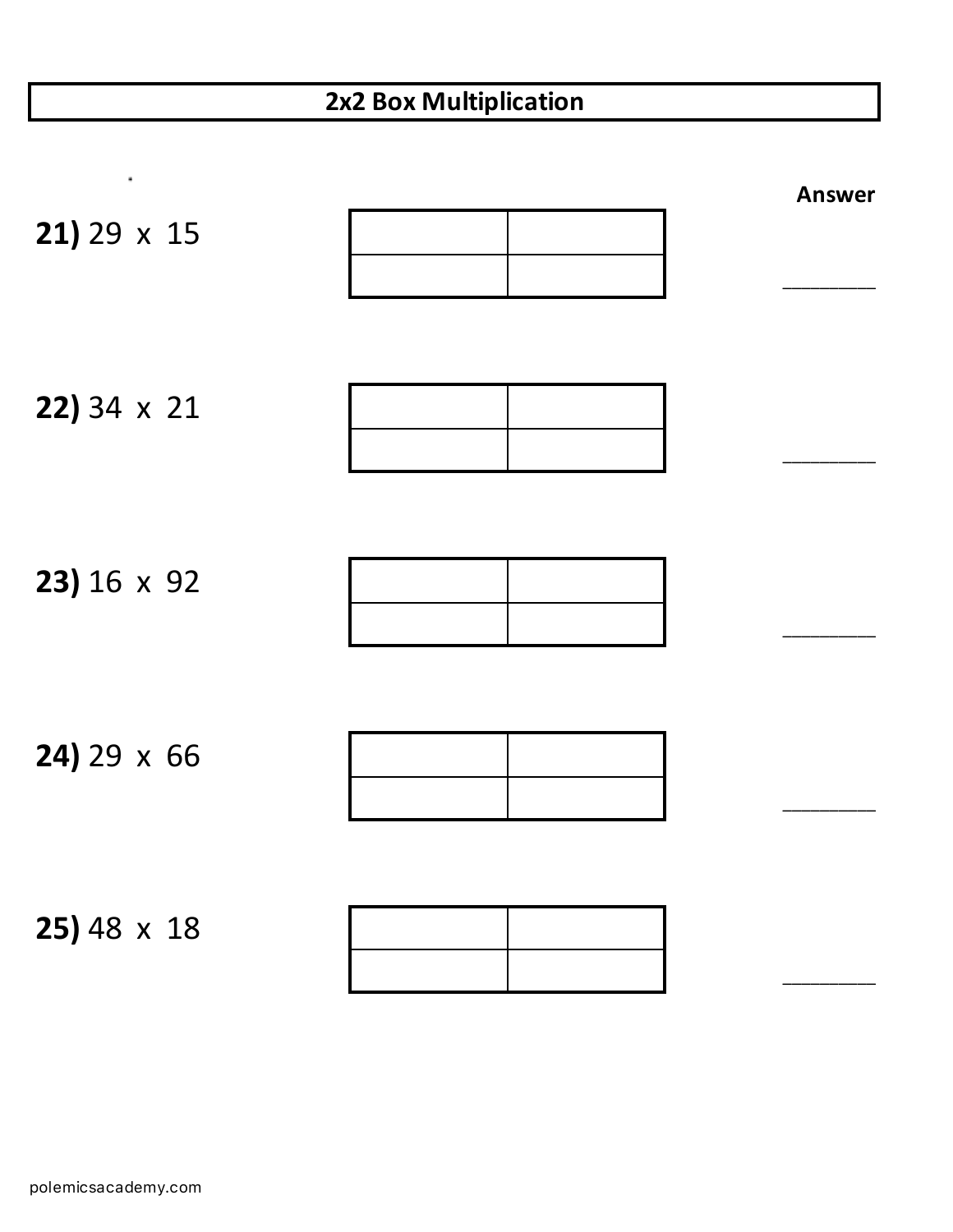# 2x2 Box Multiplication

**Answer**

**21)** 29 x 15

| | |
|---|---|
| | |

________

**22)** 34 x 21

| | |
|---|---|
| | |

________

**23)** 16 x 92

| | |
|---|---|
| | |

________

**24)** 29 x 66

| | |
|---|---|
| | |

________

**25)** 48 x 18

| | |
|---|---|
| | |

________

polemicsacademy.com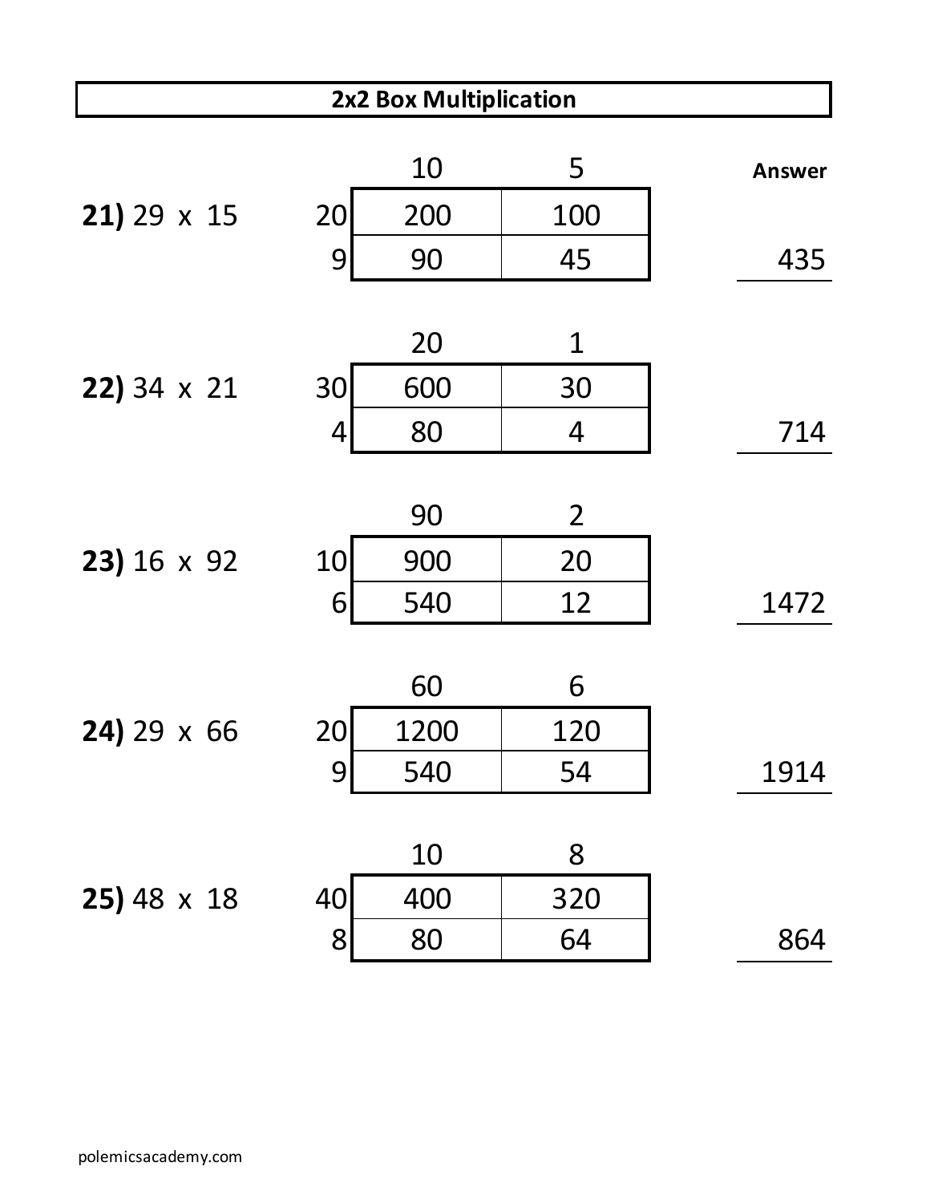## 2x2 Box Multiplication

**21)** 29 x 15

| | 10 | 5 |
|---|---|---|
| 20 | 200 | 100 |
| 9 | 90 | 45 |

Answer: 435

**22)** 34 x 21

| | 20 | 1 |
|---|---|---|
| 30 | 600 | 30 |
| 4 | 80 | 4 |

Answer: 714

**23)** 16 x 92

| | 90 | 2 |
|---|---|---|
| 10 | 900 | 20 |
| 6 | 540 | 12 |

Answer: 1472

**24)** 29 x 66

| | 60 | 6 |
|---|---|---|
| 20 | 1200 | 120 |
| 9 | 540 | 54 |

Answer: 1914

**25)** 48 x 18

| | 10 | 8 |
|---|---|---|
| 40 | 400 | 320 |
| 8 | 80 | 64 |

Answer: 864

polemicsacademy.com